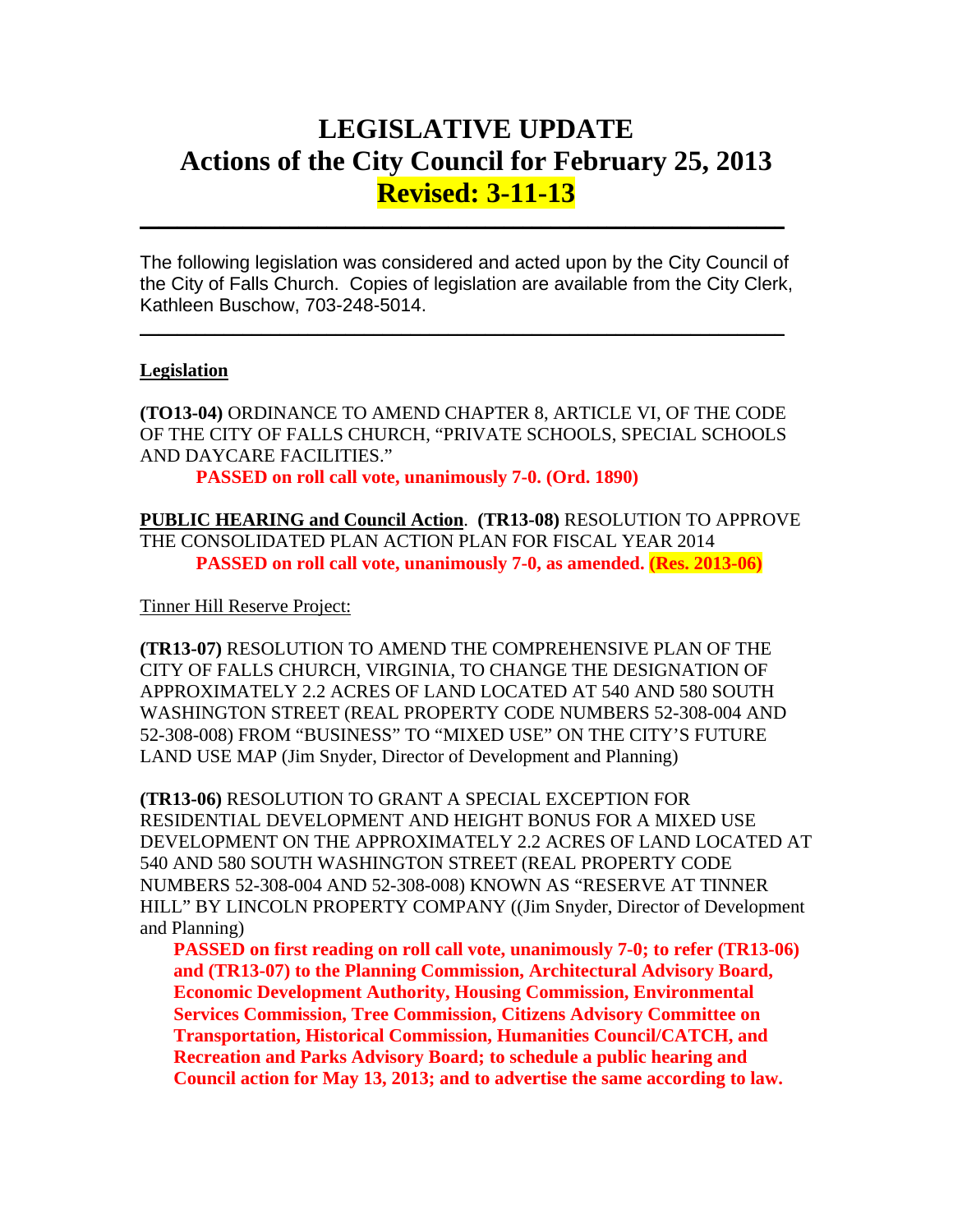# LEGISLATIVE UPDATE
## Actions of the City Council for February 25, 2013
## Revised: 3-11-13

---

The following legislation was considered and acted upon by the City Council of the City of Falls Church. Copies of legislation are available from the City Clerk, Kathleen Buschow, 703-248-5014.

---

**Legislation**

**(TO13-04)** ORDINANCE TO AMEND CHAPTER 8, ARTICLE VI, OF THE CODE OF THE CITY OF FALLS CHURCH, "PRIVATE SCHOOLS, SPECIAL SCHOOLS AND DAYCARE FACILITIES."

**PASSED on roll call vote, unanimously 7-0. (Ord. 1890)**

**PUBLIC HEARING and Council Action**. **(TR13-08)** RESOLUTION TO APPROVE THE CONSOLIDATED PLAN ACTION PLAN FOR FISCAL YEAR 2014

**PASSED on roll call vote, unanimously 7-0, as amended. (Res. 2013-06)**

Tinner Hill Reserve Project:

**(TR13-07)** RESOLUTION TO AMEND THE COMPREHENSIVE PLAN OF THE CITY OF FALLS CHURCH, VIRGINIA, TO CHANGE THE DESIGNATION OF APPROXIMATELY 2.2 ACRES OF LAND LOCATED AT 540 AND 580 SOUTH WASHINGTON STREET (REAL PROPERTY CODE NUMBERS 52-308-004 AND 52-308-008) FROM "BUSINESS" TO "MIXED USE" ON THE CITY'S FUTURE LAND USE MAP (Jim Snyder, Director of Development and Planning)

**(TR13-06)** RESOLUTION TO GRANT A SPECIAL EXCEPTION FOR RESIDENTIAL DEVELOPMENT AND HEIGHT BONUS FOR A MIXED USE DEVELOPMENT ON THE APPROXIMATELY 2.2 ACRES OF LAND LOCATED AT 540 AND 580 SOUTH WASHINGTON STREET (REAL PROPERTY CODE NUMBERS 52-308-004 AND 52-308-008) KNOWN AS "RESERVE AT TINNER HILL" BY LINCOLN PROPERTY COMPANY ((Jim Snyder, Director of Development and Planning)

**PASSED on first reading on roll call vote, unanimously 7-0; to refer (TR13-06) and (TR13-07) to the Planning Commission, Architectural Advisory Board, Economic Development Authority, Housing Commission, Environmental Services Commission, Tree Commission, Citizens Advisory Committee on Transportation, Historical Commission, Humanities Council/CATCH, and Recreation and Parks Advisory Board; to schedule a public hearing and Council action for May 13, 2013; and to advertise the same according to law.**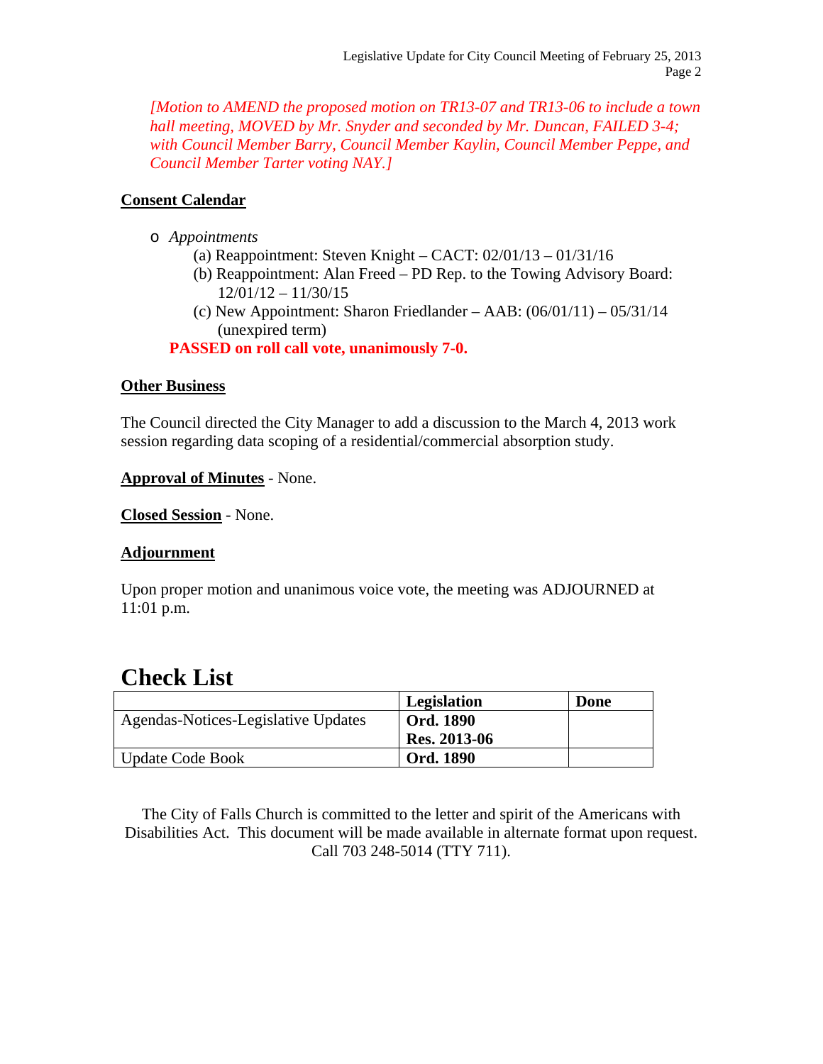*[Motion to AMEND the proposed motion on TR13-07 and TR13-06 to include a town hall meeting, MOVED by Mr. Snyder and seconded by Mr. Duncan, FAILED 3-4; with Council Member Barry, Council Member Kaylin, Council Member Peppe, and Council Member Tarter voting NAY.]*

## Consent Calendar

- *Appointments*
  - (a) Reappointment: Steven Knight – CACT: 02/01/13 – 01/31/16
  - (b) Reappointment: Alan Freed – PD Rep. to the Towing Advisory Board: 12/01/12 – 11/30/15
  - (c) New Appointment: Sharon Friedlander – AAB: (06/01/11) – 05/31/14 (unexpired term)

  **PASSED on roll call vote, unanimously 7-0.**

## Other Business

The Council directed the City Manager to add a discussion to the March 4, 2013 work session regarding data scoping of a residential/commercial absorption study.

**Approval of Minutes** - None.

**Closed Session** - None.

## Adjournment

Upon proper motion and unanimous voice vote, the meeting was ADJOURNED at 11:01 p.m.

# Check List

| | Legislation | Done |
|---|---|---|
| Agendas-Notices-Legislative Updates | **Ord. 1890**<br>**Res. 2013-06** | |
| Update Code Book | **Ord. 1890** | |

The City of Falls Church is committed to the letter and spirit of the Americans with Disabilities Act. This document will be made available in alternate format upon request. Call 703 248-5014 (TTY 711).